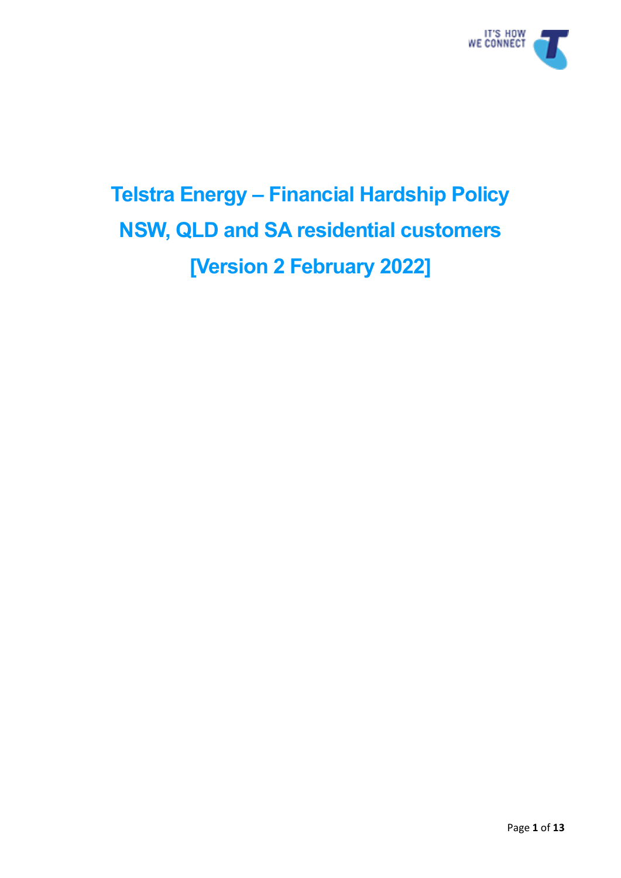# Telstra Energy – Financial Hardship Policy

# NSW, QLD and SA residential customers

# [Version 2 February 2022]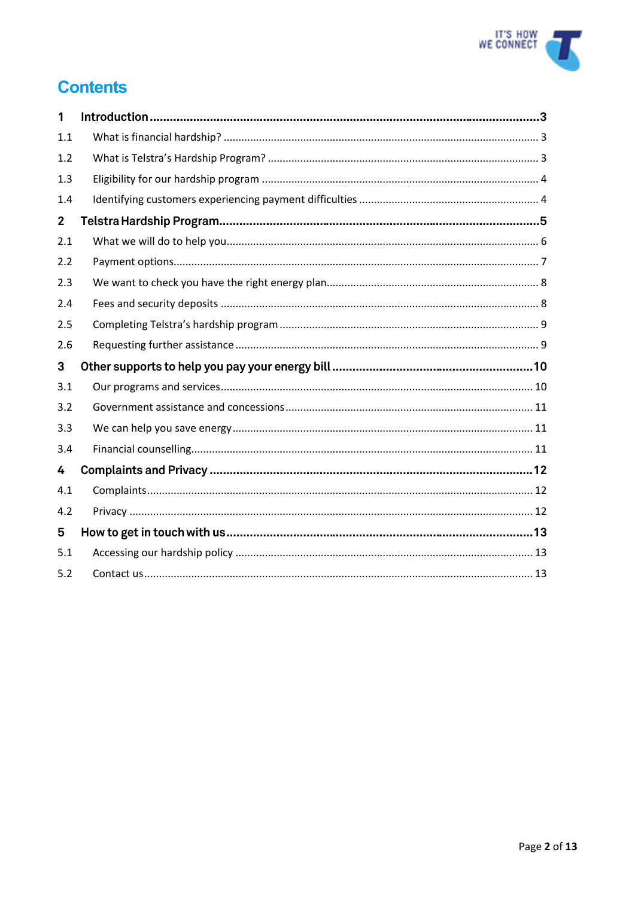# Contents

| | | |
|---|---|---|
| **1** | **Introduction** | **3** |
| 1.1 | What is financial hardship? | 3 |
| 1.2 | What is Telstra's Hardship Program? | 3 |
| 1.3 | Eligibility for our hardship program | 4 |
| 1.4 | Identifying customers experiencing payment difficulties | 4 |
| **2** | **Telstra Hardship Program** | **5** |
| 2.1 | What we will do to help you | 6 |
| 2.2 | Payment options | 7 |
| 2.3 | We want to check you have the right energy plan | 8 |
| 2.4 | Fees and security deposits | 8 |
| 2.5 | Completing Telstra's hardship program | 9 |
| 2.6 | Requesting further assistance | 9 |
| **3** | **Other supports to help you pay your energy bill** | **10** |
| 3.1 | Our programs and services | 10 |
| 3.2 | Government assistance and concessions | 11 |
| 3.3 | We can help you save energy | 11 |
| 3.4 | Financial counselling | 11 |
| **4** | **Complaints and Privacy** | **12** |
| 4.1 | Complaints | 12 |
| 4.2 | Privacy | 12 |
| **5** | **How to get in touch with us** | **13** |
| 5.1 | Accessing our hardship policy | 13 |
| 5.2 | Contact us | 13 |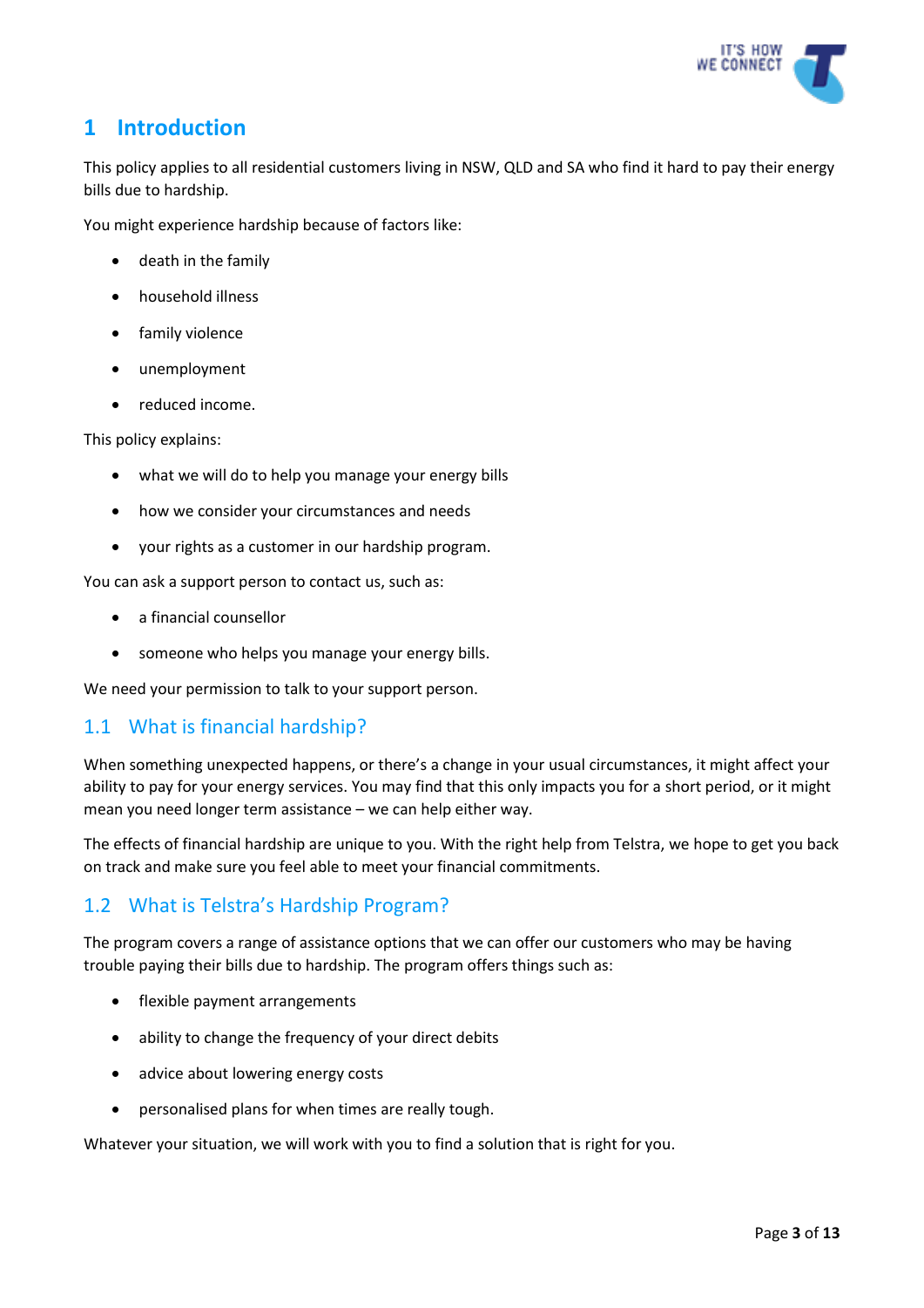# 1 Introduction

This policy applies to all residential customers living in NSW, QLD and SA who find it hard to pay their energy bills due to hardship.

You might experience hardship because of factors like:

- death in the family
- household illness
- family violence
- unemployment
- reduced income.

This policy explains:

- what we will do to help you manage your energy bills
- how we consider your circumstances and needs
- your rights as a customer in our hardship program.

You can ask a support person to contact us, such as:

- a financial counsellor
- someone who helps you manage your energy bills.

We need your permission to talk to your support person.

## 1.1 What is financial hardship?

When something unexpected happens, or there's a change in your usual circumstances, it might affect your ability to pay for your energy services. You may find that this only impacts you for a short period, or it might mean you need longer term assistance – we can help either way.

The effects of financial hardship are unique to you. With the right help from Telstra, we hope to get you back on track and make sure you feel able to meet your financial commitments.

## 1.2 What is Telstra's Hardship Program?

The program covers a range of assistance options that we can offer our customers who may be having trouble paying their bills due to hardship. The program offers things such as:

- flexible payment arrangements
- ability to change the frequency of your direct debits
- advice about lowering energy costs
- personalised plans for when times are really tough.

Whatever your situation, we will work with you to find a solution that is right for you.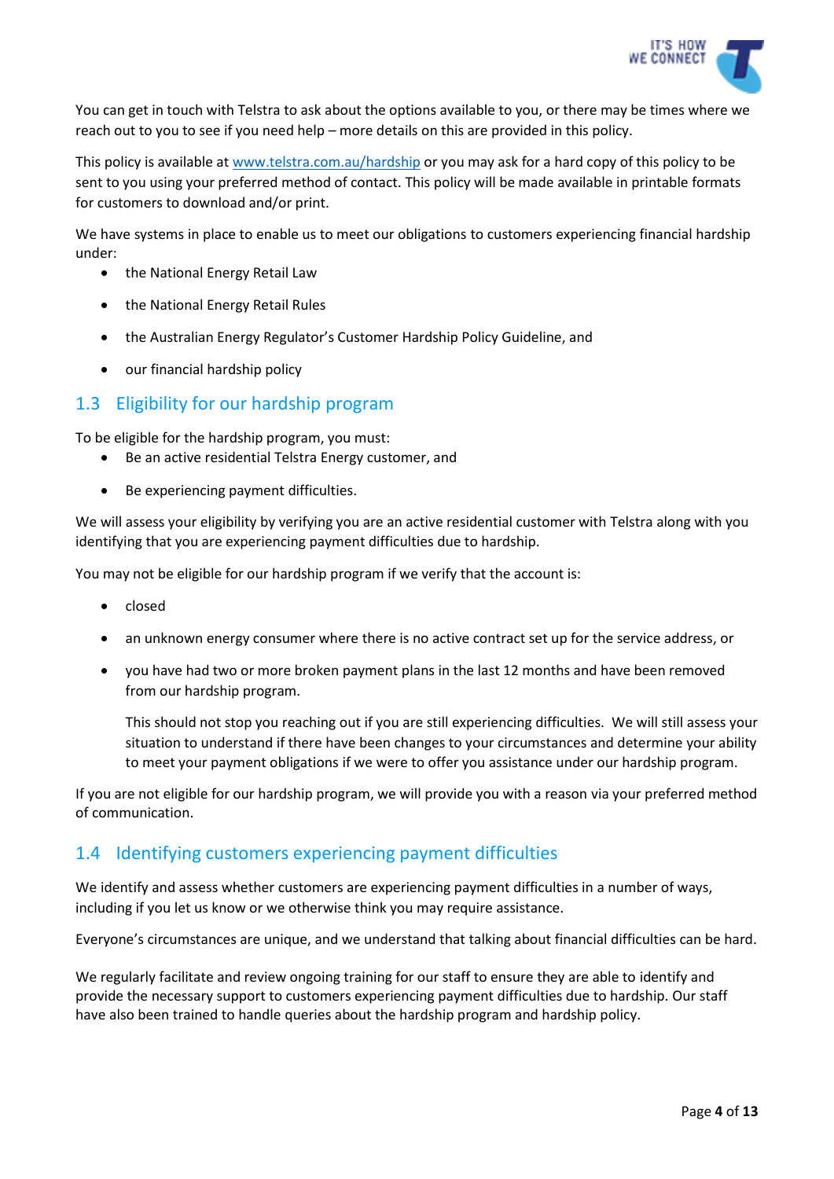You can get in touch with Telstra to ask about the options available to you, or there may be times where we reach out to you to see if you need help – more details on this are provided in this policy.

This policy is available at [www.telstra.com.au/hardship](www.telstra.com.au/hardship) or you may ask for a hard copy of this policy to be sent to you using your preferred method of contact. This policy will be made available in printable formats for customers to download and/or print.

We have systems in place to enable us to meet our obligations to customers experiencing financial hardship under:

- the National Energy Retail Law
- the National Energy Retail Rules
- the Australian Energy Regulator's Customer Hardship Policy Guideline, and
- our financial hardship policy

## 1.3 Eligibility for our hardship program

To be eligible for the hardship program, you must:

- Be an active residential Telstra Energy customer, and
- Be experiencing payment difficulties.

We will assess your eligibility by verifying you are an active residential customer with Telstra along with you identifying that you are experiencing payment difficulties due to hardship.

You may not be eligible for our hardship program if we verify that the account is:

- closed
- an unknown energy consumer where there is no active contract set up for the service address, or
- you have had two or more broken payment plans in the last 12 months and have been removed from our hardship program.

  This should not stop you reaching out if you are still experiencing difficulties. We will still assess your situation to understand if there have been changes to your circumstances and determine your ability to meet your payment obligations if we were to offer you assistance under our hardship program.

If you are not eligible for our hardship program, we will provide you with a reason via your preferred method of communication.

## 1.4 Identifying customers experiencing payment difficulties

We identify and assess whether customers are experiencing payment difficulties in a number of ways, including if you let us know or we otherwise think you may require assistance.

Everyone's circumstances are unique, and we understand that talking about financial difficulties can be hard.

We regularly facilitate and review ongoing training for our staff to ensure they are able to identify and provide the necessary support to customers experiencing payment difficulties due to hardship. Our staff have also been trained to handle queries about the hardship program and hardship policy.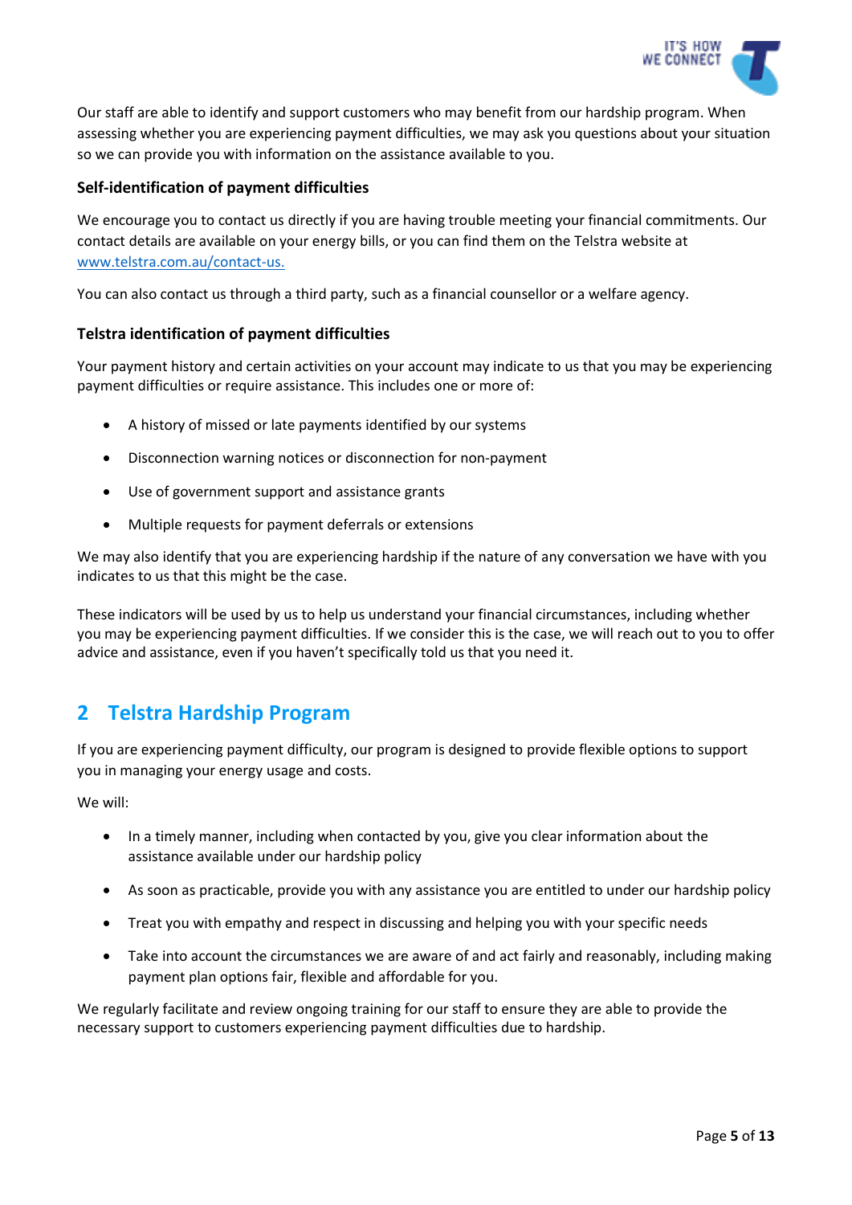Our staff are able to identify and support customers who may benefit from our hardship program. When assessing whether you are experiencing payment difficulties, we may ask you questions about your situation so we can provide you with information on the assistance available to you.

### Self-identification of payment difficulties

We encourage you to contact us directly if you are having trouble meeting your financial commitments. Our contact details are available on your energy bills, or you can find them on the Telstra website at [www.telstra.com.au/contact-us.](www.telstra.com.au/contact-us)

You can also contact us through a third party, such as a financial counsellor or a welfare agency.

### Telstra identification of payment difficulties

Your payment history and certain activities on your account may indicate to us that you may be experiencing payment difficulties or require assistance. This includes one or more of:

- A history of missed or late payments identified by our systems
- Disconnection warning notices or disconnection for non-payment
- Use of government support and assistance grants
- Multiple requests for payment deferrals or extensions

We may also identify that you are experiencing hardship if the nature of any conversation we have with you indicates to us that this might be the case.

These indicators will be used by us to help us understand your financial circumstances, including whether you may be experiencing payment difficulties. If we consider this is the case, we will reach out to you to offer advice and assistance, even if you haven't specifically told us that you need it.

## 2 Telstra Hardship Program

If you are experiencing payment difficulty, our program is designed to provide flexible options to support you in managing your energy usage and costs.

We will:

- In a timely manner, including when contacted by you, give you clear information about the assistance available under our hardship policy
- As soon as practicable, provide you with any assistance you are entitled to under our hardship policy
- Treat you with empathy and respect in discussing and helping you with your specific needs
- Take into account the circumstances we are aware of and act fairly and reasonably, including making payment plan options fair, flexible and affordable for you.

We regularly facilitate and review ongoing training for our staff to ensure they are able to provide the necessary support to customers experiencing payment difficulties due to hardship.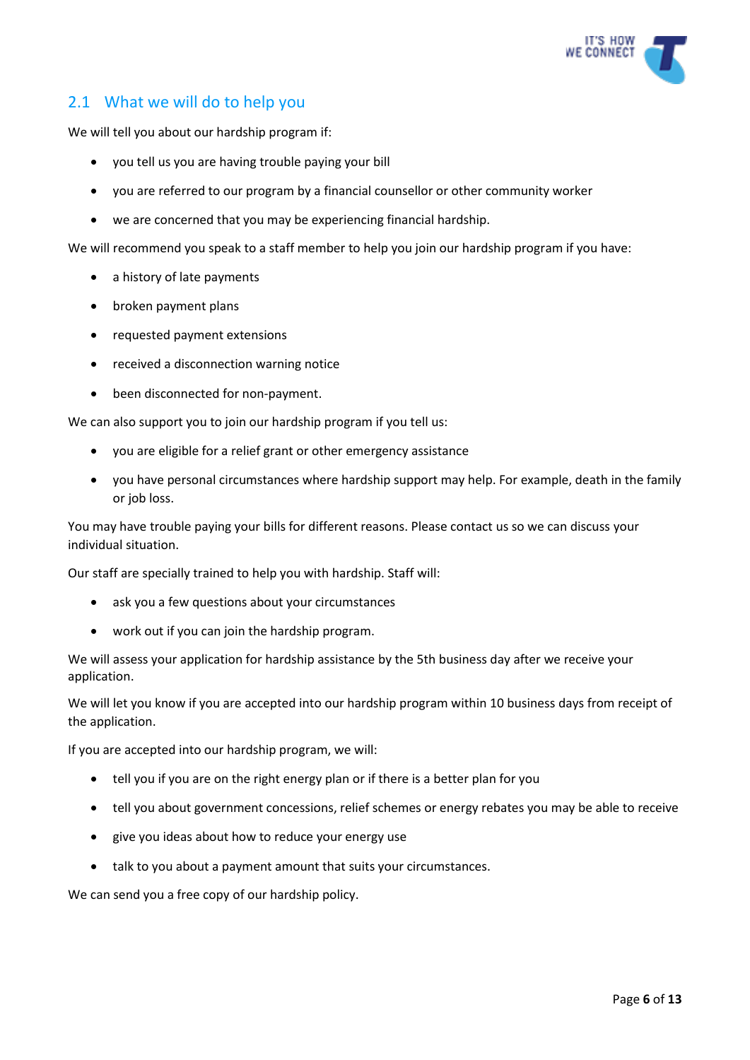## 2.1 What we will do to help you

We will tell you about our hardship program if:

- you tell us you are having trouble paying your bill
- you are referred to our program by a financial counsellor or other community worker
- we are concerned that you may be experiencing financial hardship.

We will recommend you speak to a staff member to help you join our hardship program if you have:

- a history of late payments
- broken payment plans
- requested payment extensions
- received a disconnection warning notice
- been disconnected for non-payment.

We can also support you to join our hardship program if you tell us:

- you are eligible for a relief grant or other emergency assistance
- you have personal circumstances where hardship support may help. For example, death in the family or job loss.

You may have trouble paying your bills for different reasons. Please contact us so we can discuss your individual situation.

Our staff are specially trained to help you with hardship. Staff will:

- ask you a few questions about your circumstances
- work out if you can join the hardship program.

We will assess your application for hardship assistance by the 5th business day after we receive your application.

We will let you know if you are accepted into our hardship program within 10 business days from receipt of the application.

If you are accepted into our hardship program, we will:

- tell you if you are on the right energy plan or if there is a better plan for you
- tell you about government concessions, relief schemes or energy rebates you may be able to receive
- give you ideas about how to reduce your energy use
- talk to you about a payment amount that suits your circumstances.

We can send you a free copy of our hardship policy.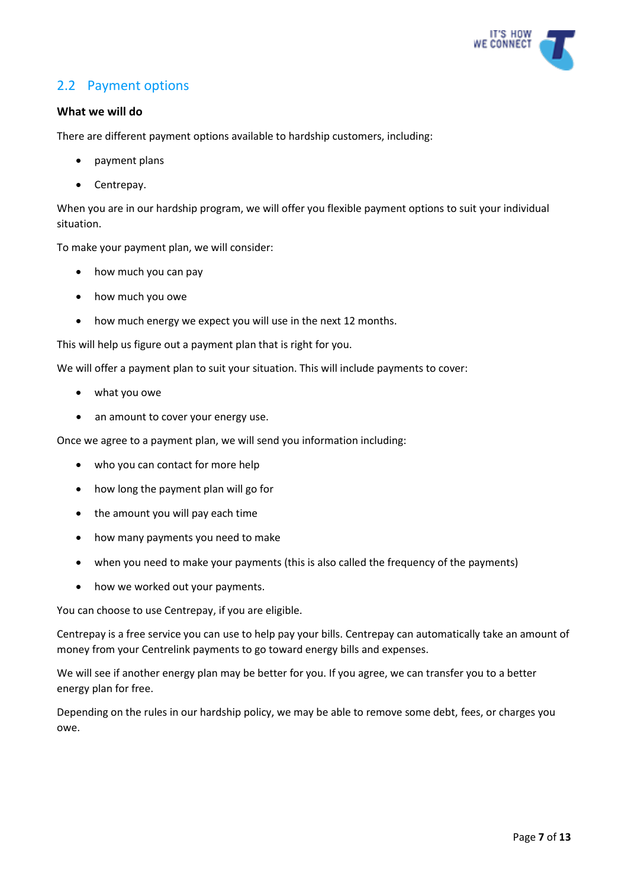## 2.2 Payment options

**What we will do**

There are different payment options available to hardship customers, including:

- payment plans
- Centrepay.

When you are in our hardship program, we will offer you flexible payment options to suit your individual situation.

To make your payment plan, we will consider:

- how much you can pay
- how much you owe
- how much energy we expect you will use in the next 12 months.

This will help us figure out a payment plan that is right for you.

We will offer a payment plan to suit your situation. This will include payments to cover:

- what you owe
- an amount to cover your energy use.

Once we agree to a payment plan, we will send you information including:

- who you can contact for more help
- how long the payment plan will go for
- the amount you will pay each time
- how many payments you need to make
- when you need to make your payments (this is also called the frequency of the payments)
- how we worked out your payments.

You can choose to use Centrepay, if you are eligible.

Centrepay is a free service you can use to help pay your bills. Centrepay can automatically take an amount of money from your Centrelink payments to go toward energy bills and expenses.

We will see if another energy plan may be better for you. If you agree, we can transfer you to a better energy plan for free.

Depending on the rules in our hardship policy, we may be able to remove some debt, fees, or charges you owe.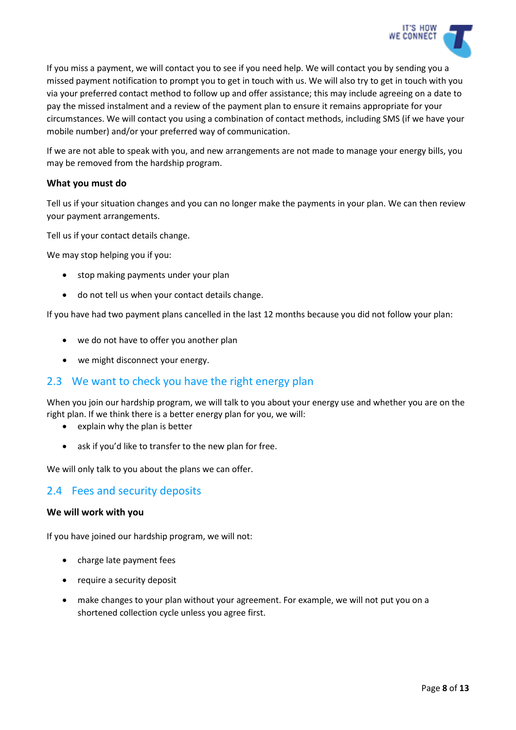If you miss a payment, we will contact you to see if you need help. We will contact you by sending you a missed payment notification to prompt you to get in touch with us. We will also try to get in touch with you via your preferred contact method to follow up and offer assistance; this may include agreeing on a date to pay the missed instalment and a review of the payment plan to ensure it remains appropriate for your circumstances. We will contact you using a combination of contact methods, including SMS (if we have your mobile number) and/or your preferred way of communication.

If we are not able to speak with you, and new arrangements are not made to manage your energy bills, you may be removed from the hardship program.

**What you must do**

Tell us if your situation changes and you can no longer make the payments in your plan. We can then review your payment arrangements.

Tell us if your contact details change.

We may stop helping you if you:

- stop making payments under your plan
- do not tell us when your contact details change.

If you have had two payment plans cancelled in the last 12 months because you did not follow your plan:

- we do not have to offer you another plan
- we might disconnect your energy.

## 2.3 We want to check you have the right energy plan

When you join our hardship program, we will talk to you about your energy use and whether you are on the right plan. If we think there is a better energy plan for you, we will:

- explain why the plan is better
- ask if you'd like to transfer to the new plan for free.

We will only talk to you about the plans we can offer.

## 2.4 Fees and security deposits

**We will work with you**

If you have joined our hardship program, we will not:

- charge late payment fees
- require a security deposit
- make changes to your plan without your agreement. For example, we will not put you on a shortened collection cycle unless you agree first.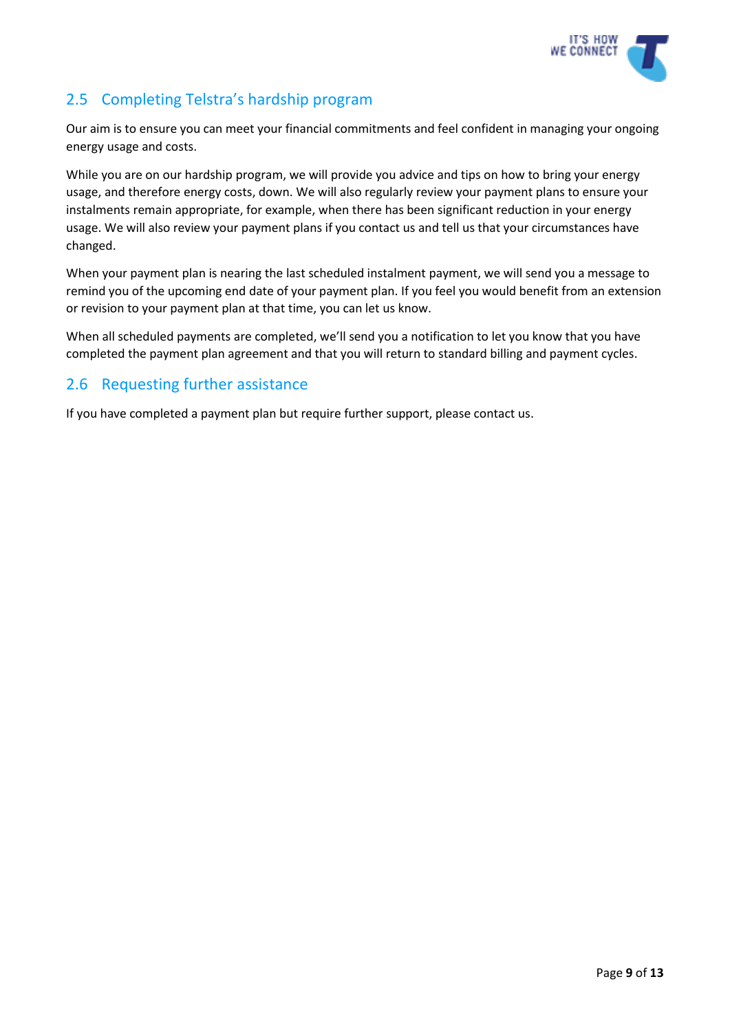## 2.5 Completing Telstra's hardship program

Our aim is to ensure you can meet your financial commitments and feel confident in managing your ongoing energy usage and costs.

While you are on our hardship program, we will provide you advice and tips on how to bring your energy usage, and therefore energy costs, down. We will also regularly review your payment plans to ensure your instalments remain appropriate, for example, when there has been significant reduction in your energy usage. We will also review your payment plans if you contact us and tell us that your circumstances have changed.

When your payment plan is nearing the last scheduled instalment payment, we will send you a message to remind you of the upcoming end date of your payment plan. If you feel you would benefit from an extension or revision to your payment plan at that time, you can let us know.

When all scheduled payments are completed, we'll send you a notification to let you know that you have completed the payment plan agreement and that you will return to standard billing and payment cycles.

## 2.6 Requesting further assistance

If you have completed a payment plan but require further support, please contact us.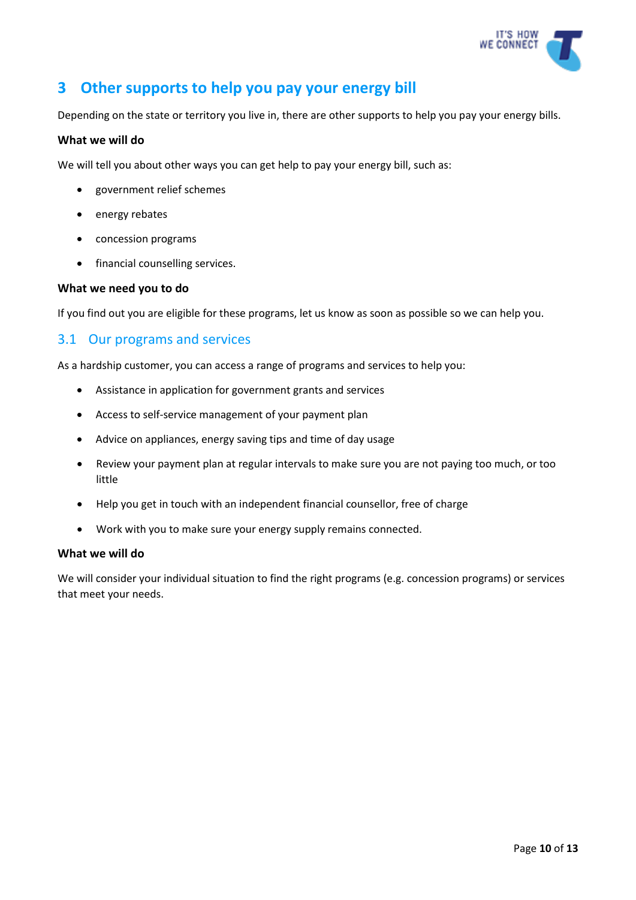# 3 Other supports to help you pay your energy bill

Depending on the state or territory you live in, there are other supports to help you pay your energy bills.

**What we will do**

We will tell you about other ways you can get help to pay your energy bill, such as:

- government relief schemes
- energy rebates
- concession programs
- financial counselling services.

**What we need you to do**

If you find out you are eligible for these programs, let us know as soon as possible so we can help you.

## 3.1 Our programs and services

As a hardship customer, you can access a range of programs and services to help you:

- Assistance in application for government grants and services
- Access to self-service management of your payment plan
- Advice on appliances, energy saving tips and time of day usage
- Review your payment plan at regular intervals to make sure you are not paying too much, or too little
- Help you get in touch with an independent financial counsellor, free of charge
- Work with you to make sure your energy supply remains connected.

**What we will do**

We will consider your individual situation to find the right programs (e.g. concession programs) or services that meet your needs.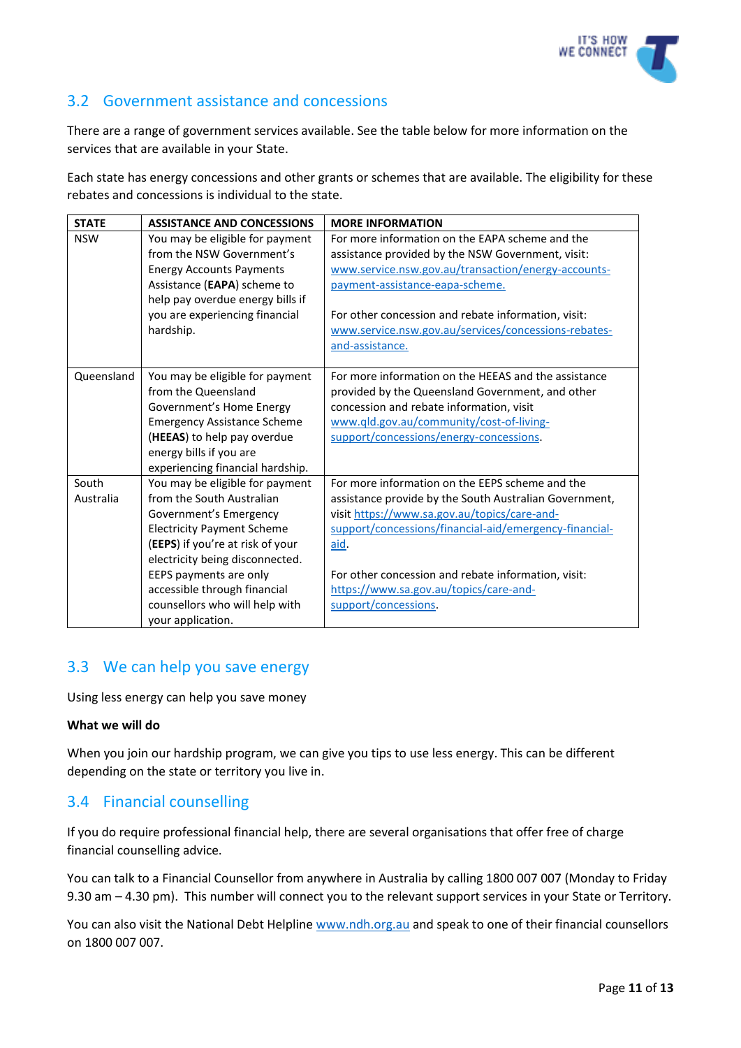## 3.2 Government assistance and concessions

There are a range of government services available. See the table below for more information on the services that are available in your State.

Each state has energy concessions and other grants or schemes that are available. The eligibility for these rebates and concessions is individual to the state.

| STATE | ASSISTANCE AND CONCESSIONS | MORE INFORMATION |
|---|---|---|
| NSW | You may be eligible for payment from the NSW Government's Energy Accounts Payments Assistance (**EAPA**) scheme to help pay overdue energy bills if you are experiencing financial hardship. | For more information on the EAPA scheme and the assistance provided by the NSW Government, visit: [www.service.nsw.gov.au/transaction/energy-accounts-payment-assistance-eapa-scheme.](www.service.nsw.gov.au/transaction/energy-accounts-payment-assistance-eapa-scheme)<br><br>For other concession and rebate information, visit: [www.service.nsw.gov.au/services/concessions-rebates-and-assistance.](www.service.nsw.gov.au/services/concessions-rebates-and-assistance) |
| Queensland | You may be eligible for payment from the Queensland Government's Home Energy Emergency Assistance Scheme (**HEEAS**) to help pay overdue energy bills if you are experiencing financial hardship. | For more information on the HEEAS and the assistance provided by the Queensland Government, and other concession and rebate information, visit [www.qld.gov.au/community/cost-of-living-support/concessions/energy-concessions](www.qld.gov.au/community/cost-of-living-support/concessions/energy-concessions). |
| South Australia | You may be eligible for payment from the South Australian Government's Emergency Electricity Payment Scheme (**EEPS**) if you're at risk of your electricity being disconnected. EEPS payments are only accessible through financial counsellors who will help with your application. | For more information on the EEPS scheme and the assistance provide by the South Australian Government, visit [https://www.sa.gov.au/topics/care-and-support/concessions/financial-aid/emergency-financial-aid](https://www.sa.gov.au/topics/care-and-support/concessions/financial-aid/emergency-financial-aid).<br><br>For other concession and rebate information, visit: [https://www.sa.gov.au/topics/care-and-support/concessions](https://www.sa.gov.au/topics/care-and-support/concessions). |

## 3.3 We can help you save energy

Using less energy can help you save money

**What we will do**

When you join our hardship program, we can give you tips to use less energy. This can be different depending on the state or territory you live in.

## 3.4 Financial counselling

If you do require professional financial help, there are several organisations that offer free of charge financial counselling advice.

You can talk to a Financial Counsellor from anywhere in Australia by calling 1800 007 007 (Monday to Friday 9.30 am – 4.30 pm). This number will connect you to the relevant support services in your State or Territory.

You can also visit the National Debt Helpline [www.ndh.org.au](www.ndh.org.au) and speak to one of their financial counsellors on 1800 007 007.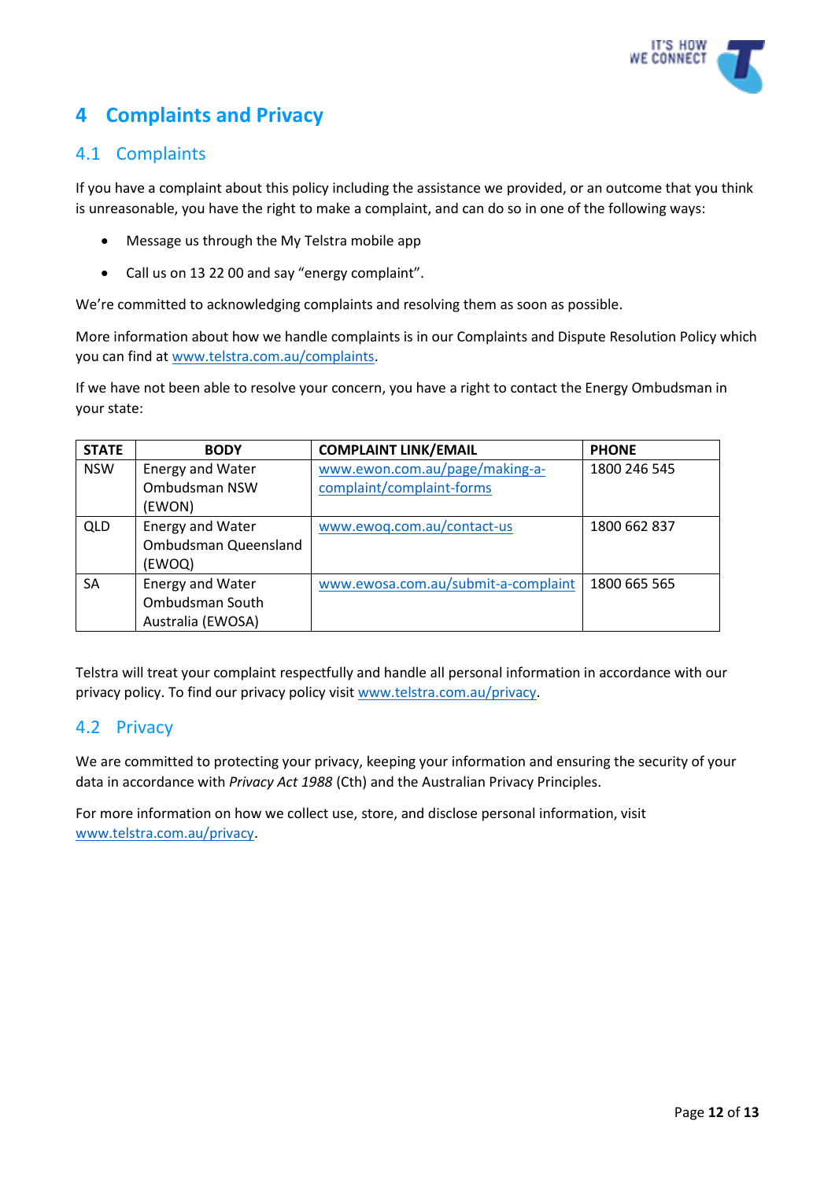# 4 Complaints and Privacy

## 4.1 Complaints

If you have a complaint about this policy including the assistance we provided, or an outcome that you think is unreasonable, you have the right to make a complaint, and can do so in one of the following ways:

- Message us through the My Telstra mobile app
- Call us on 13 22 00 and say "energy complaint".

We're committed to acknowledging complaints and resolving them as soon as possible.

More information about how we handle complaints is in our Complaints and Dispute Resolution Policy which you can find at www.telstra.com.au/complaints.

If we have not been able to resolve your concern, you have a right to contact the Energy Ombudsman in your state:

| STATE | BODY | COMPLAINT LINK/EMAIL | PHONE |
|---|---|---|---|
| NSW | Energy and Water Ombudsman NSW (EWON) | www.ewon.com.au/page/making-a-complaint/complaint-forms | 1800 246 545 |
| QLD | Energy and Water Ombudsman Queensland (EWOQ) | www.ewoq.com.au/contact-us | 1800 662 837 |
| SA | Energy and Water Ombudsman South Australia (EWOSA) | www.ewosa.com.au/submit-a-complaint | 1800 665 565 |

Telstra will treat your complaint respectfully and handle all personal information in accordance with our privacy policy. To find our privacy policy visit www.telstra.com.au/privacy.

## 4.2 Privacy

We are committed to protecting your privacy, keeping your information and ensuring the security of your data in accordance with *Privacy Act 1988* (Cth) and the Australian Privacy Principles.

For more information on how we collect use, store, and disclose personal information, visit www.telstra.com.au/privacy.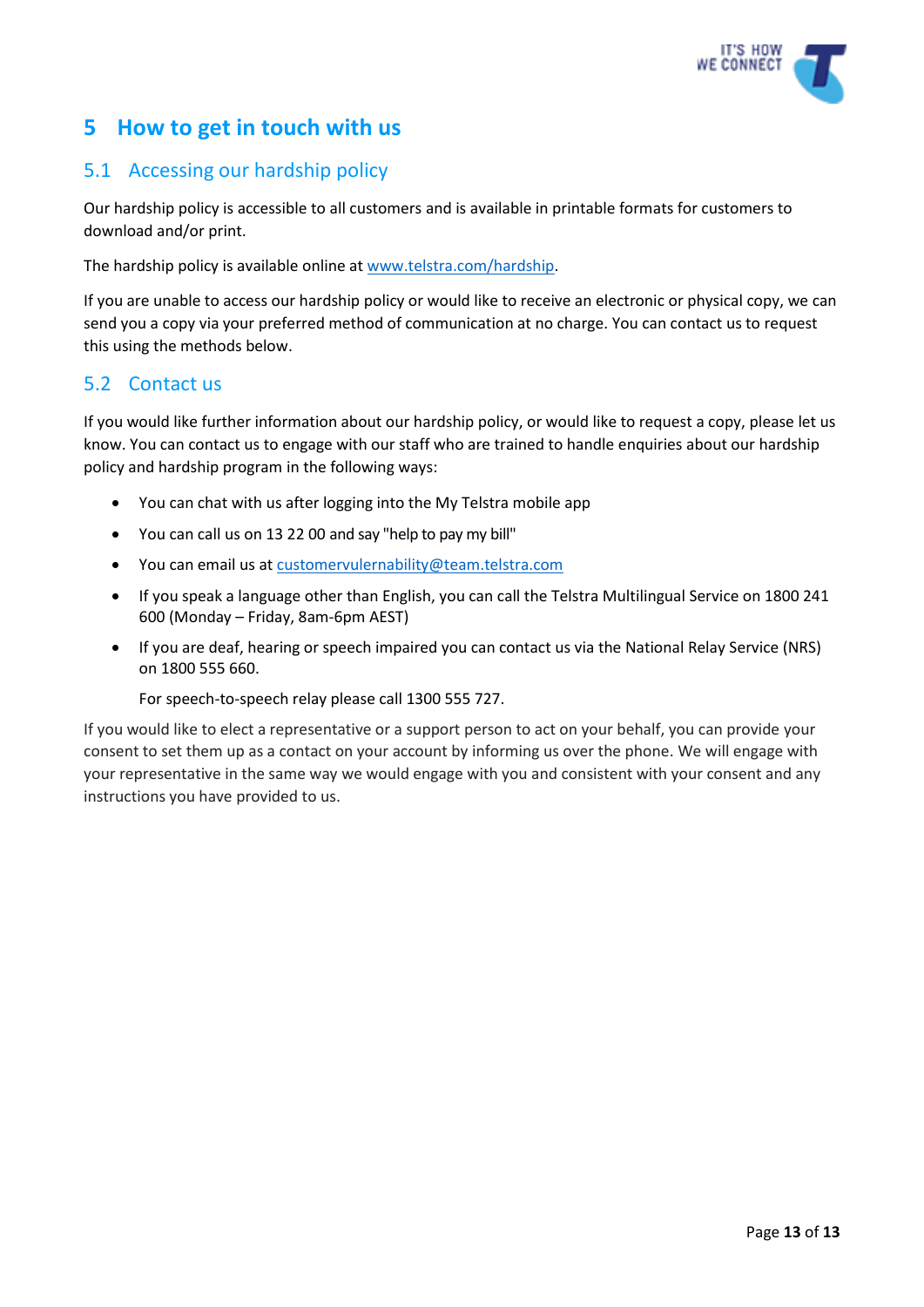# 5 How to get in touch with us

## 5.1 Accessing our hardship policy

Our hardship policy is accessible to all customers and is available in printable formats for customers to download and/or print.

The hardship policy is available online at [www.telstra.com/hardship](http://www.telstra.com/hardship).

If you are unable to access our hardship policy or would like to receive an electronic or physical copy, we can send you a copy via your preferred method of communication at no charge. You can contact us to request this using the methods below.

## 5.2 Contact us

If you would like further information about our hardship policy, or would like to request a copy, please let us know. You can contact us to engage with our staff who are trained to handle enquiries about our hardship policy and hardship program in the following ways:

- You can chat with us after logging into the My Telstra mobile app
- You can call us on 13 22 00 and say "help to pay my bill"
- You can email us at [customervulnerability@team.telstra.com](mailto:customervulnerability@team.telstra.com)
- If you speak a language other than English, you can call the Telstra Multilingual Service on 1800 241 600 (Monday – Friday, 8am-6pm AEST)
- If you are deaf, hearing or speech impaired you can contact us via the National Relay Service (NRS) on 1800 555 660.

  For speech-to-speech relay please call 1300 555 727.

If you would like to elect a representative or a support person to act on your behalf, you can provide your consent to set them up as a contact on your account by informing us over the phone. We will engage with your representative in the same way we would engage with you and consistent with your consent and any instructions you have provided to us.